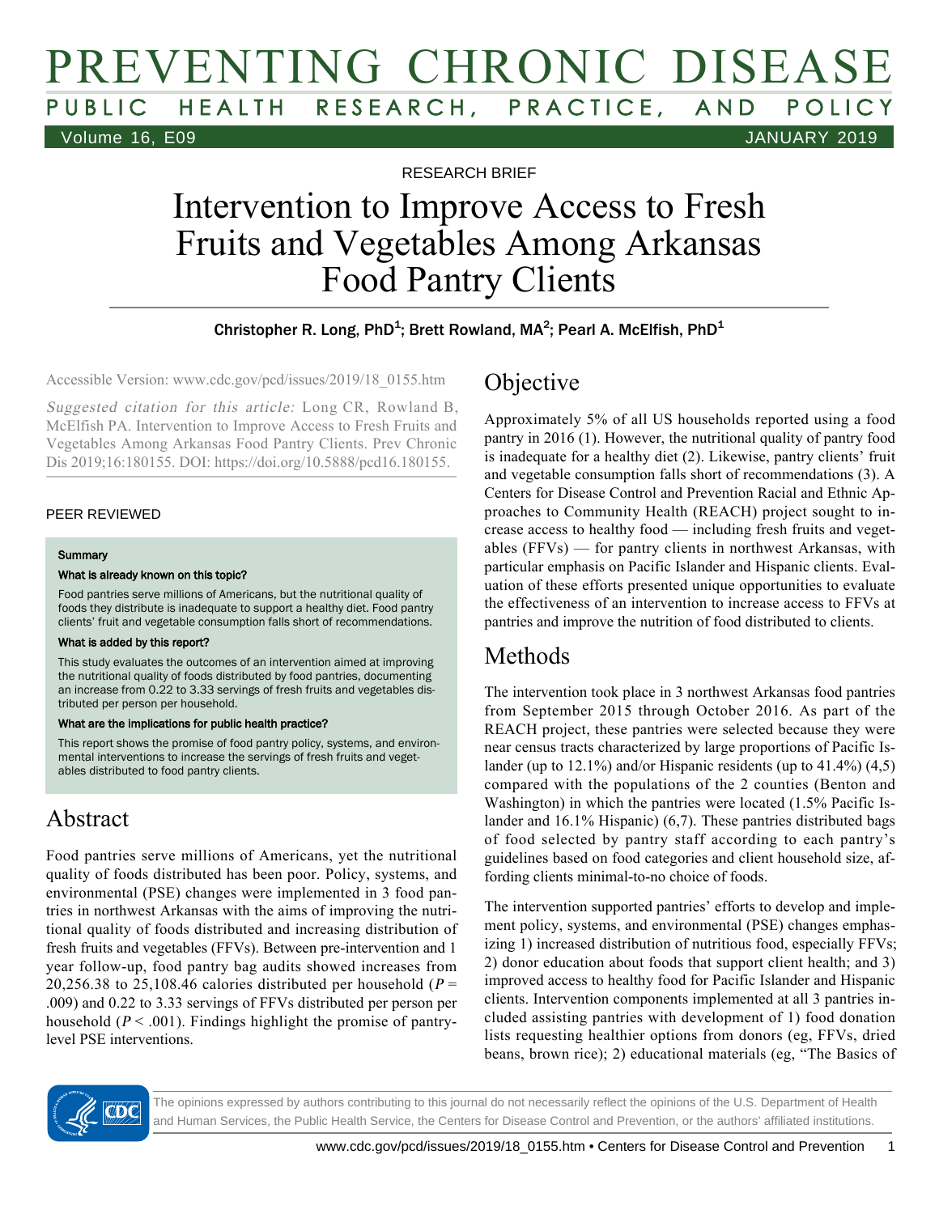RESEARCH BRIEF

# Intervention to Improve Access to Fresh Fruits and Vegetables Among Arkansas Food Pantry Clients

Christopher R. Long, PhD[1]; Brett Rowland, MA[2]; Pearl A. McElfish, PhD[1]

Accessible Version: www.cdc.gov/pcd/issues/2019/18_0155.htm

*Suggested citation for this article:* Long CR, Rowland B, McElfish PA. Intervention to Improve Access to Fresh Fruits and Vegetables Among Arkansas Food Pantry Clients. Prev Chronic Dis 2019;16:180155. DOI: https://doi.org/10.5888/pcd16.180155.

PEER REVIEWED

**Summary**

**What is already known on this topic?**

Food pantries serve millions of Americans, but the nutritional quality of foods they distribute is inadequate to support a healthy diet. Food pantry clients' fruit and vegetable consumption falls short of recommendations.

**What is added by this report?**

This study evaluates the outcomes of an intervention aimed at improving the nutritional quality of foods distributed by food pantries, documenting an increase from 0.22 to 3.33 servings of fresh fruits and vegetables distributed per person per household.

**What are the implications for public health practice?**

This report shows the promise of food pantry policy, systems, and environmental interventions to increase the servings of fresh fruits and vegetables distributed to food pantry clients.

## Abstract

Food pantries serve millions of Americans, yet the nutritional quality of foods distributed has been poor. Policy, systems, and environmental (PSE) changes were implemented in 3 food pantries in northwest Arkansas with the aims of improving the nutritional quality of foods distributed and increasing distribution of fresh fruits and vegetables (FFVs). Between pre-intervention and 1 year follow-up, food pantry bag audits showed increases from 20,256.38 to 25,108.46 calories distributed per household ($P = .009$) and 0.22 to 3.33 servings of FFVs distributed per person per household ($P < .001$). Findings highlight the promise of pantry-level PSE interventions.

## Objective

Approximately 5% of all US households reported using a food pantry in 2016 (1). However, the nutritional quality of pantry food is inadequate for a healthy diet (2). Likewise, pantry clients' fruit and vegetable consumption falls short of recommendations (3). A Centers for Disease Control and Prevention Racial and Ethnic Approaches to Community Health (REACH) project sought to increase access to healthy food — including fresh fruits and vegetables (FFVs) — for pantry clients in northwest Arkansas, with particular emphasis on Pacific Islander and Hispanic clients. Evaluation of these efforts presented unique opportunities to evaluate the effectiveness of an intervention to increase access to FFVs at pantries and improve the nutrition of food distributed to clients.

## Methods

The intervention took place in 3 northwest Arkansas food pantries from September 2015 through October 2016. As part of the REACH project, these pantries were selected because they were near census tracts characterized by large proportions of Pacific Islander (up to 12.1%) and/or Hispanic residents (up to 41.4%) (4,5) compared with the populations of the 2 counties (Benton and Washington) in which the pantries were located (1.5% Pacific Islander and 16.1% Hispanic) (6,7). These pantries distributed bags of food selected by pantry staff according to each pantry's guidelines based on food categories and client household size, affording clients minimal-to-no choice of foods.

The intervention supported pantries' efforts to develop and implement policy, systems, and environmental (PSE) changes emphasizing 1) increased distribution of nutritious food, especially FFVs; 2) donor education about foods that support client health; and 3) improved access to healthy food for Pacific Islander and Hispanic clients. Intervention components implemented at all 3 pantries included assisting pantries with development of 1) food donation lists requesting healthier options from donors (eg, FFVs, dried beans, brown rice); 2) educational materials (eg, "The Basics of

The opinions expressed by authors contributing to this journal do not necessarily reflect the opinions of the U.S. Department of Health and Human Services, the Public Health Service, the Centers for Disease Control and Prevention, or the authors' affiliated institutions.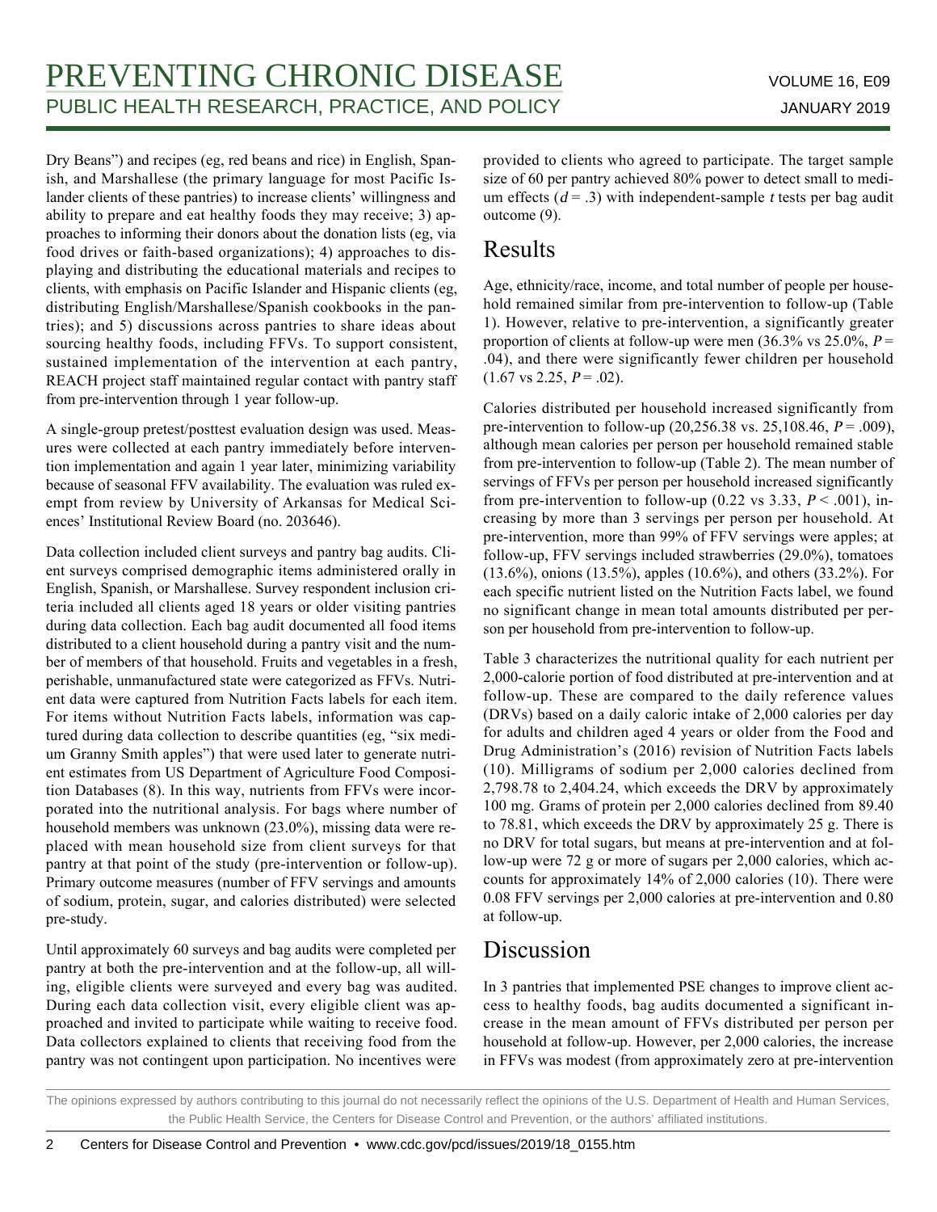Dry Beans") and recipes (eg, red beans and rice) in English, Spanish, and Marshallese (the primary language for most Pacific Islander clients of these pantries) to increase clients' willingness and ability to prepare and eat healthy foods they may receive; 3) approaches to informing their donors about the donation lists (eg, via food drives or faith-based organizations); 4) approaches to displaying and distributing the educational materials and recipes to clients, with emphasis on Pacific Islander and Hispanic clients (eg, distributing English/Marshallese/Spanish cookbooks in the pantries); and 5) discussions across pantries to share ideas about sourcing healthy foods, including FFVs. To support consistent, sustained implementation of the intervention at each pantry, REACH project staff maintained regular contact with pantry staff from pre-intervention through 1 year follow-up.

A single-group pretest/posttest evaluation design was used. Measures were collected at each pantry immediately before intervention implementation and again 1 year later, minimizing variability because of seasonal FFV availability. The evaluation was ruled exempt from review by University of Arkansas for Medical Sciences' Institutional Review Board (no. 203646).

Data collection included client surveys and pantry bag audits. Client surveys comprised demographic items administered orally in English, Spanish, or Marshallese. Survey respondent inclusion criteria included all clients aged 18 years or older visiting pantries during data collection. Each bag audit documented all food items distributed to a client household during a pantry visit and the number of members of that household. Fruits and vegetables in a fresh, perishable, unmanufactured state were categorized as FFVs. Nutrient data were captured from Nutrition Facts labels for each item. For items without Nutrition Facts labels, information was captured during data collection to describe quantities (eg, "six medium Granny Smith apples") that were used later to generate nutrient estimates from US Department of Agriculture Food Composition Databases (8). In this way, nutrients from FFVs were incorporated into the nutritional analysis. For bags where number of household members was unknown (23.0%), missing data were replaced with mean household size from client surveys for that pantry at that point of the study (pre-intervention or follow-up). Primary outcome measures (number of FFV servings and amounts of sodium, protein, sugar, and calories distributed) were selected pre-study.

Until approximately 60 surveys and bag audits were completed per pantry at both the pre-intervention and at the follow-up, all willing, eligible clients were surveyed and every bag was audited. During each data collection visit, every eligible client was approached and invited to participate while waiting to receive food. Data collectors explained to clients that receiving food from the pantry was not contingent upon participation. No incentives were provided to clients who agreed to participate. The target sample size of 60 per pantry achieved 80% power to detect small to medium effects ($d$ = .3) with independent-sample $t$ tests per bag audit outcome (9).

## Results

Age, ethnicity/race, income, and total number of people per household remained similar from pre-intervention to follow-up (Table 1). However, relative to pre-intervention, a significantly greater proportion of clients at follow-up were men (36.3% vs 25.0%, $P$ = .04), and there were significantly fewer children per household (1.67 vs 2.25, $P$ = .02).

Calories distributed per household increased significantly from pre-intervention to follow-up (20,256.38 vs. 25,108.46, $P$ = .009), although mean calories per person per household remained stable from pre-intervention to follow-up (Table 2). The mean number of servings of FFVs per person per household increased significantly from pre-intervention to follow-up (0.22 vs 3.33, $P$ < .001), increasing by more than 3 servings per person per household. At pre-intervention, more than 99% of FFV servings were apples; at follow-up, FFV servings included strawberries (29.0%), tomatoes (13.6%), onions (13.5%), apples (10.6%), and others (33.2%). For each specific nutrient listed on the Nutrition Facts label, we found no significant change in mean total amounts distributed per person per household from pre-intervention to follow-up.

Table 3 characterizes the nutritional quality for each nutrient per 2,000-calorie portion of food distributed at pre-intervention and at follow-up. These are compared to the daily reference values (DRVs) based on a daily caloric intake of 2,000 calories per day for adults and children aged 4 years or older from the Food and Drug Administration's (2016) revision of Nutrition Facts labels (10). Milligrams of sodium per 2,000 calories declined from 2,798.78 to 2,404.24, which exceeds the DRV by approximately 100 mg. Grams of protein per 2,000 calories declined from 89.40 to 78.81, which exceeds the DRV by approximately 25 g. There is no DRV for total sugars, but means at pre-intervention and at follow-up were 72 g or more of sugars per 2,000 calories, which accounts for approximately 14% of 2,000 calories (10). There were 0.08 FFV servings per 2,000 calories at pre-intervention and 0.80 at follow-up.

## Discussion

In 3 pantries that implemented PSE changes to improve client access to healthy foods, bag audits documented a significant increase in the mean amount of FFVs distributed per person per household at follow-up. However, per 2,000 calories, the increase in FFVs was modest (from approximately zero at pre-intervention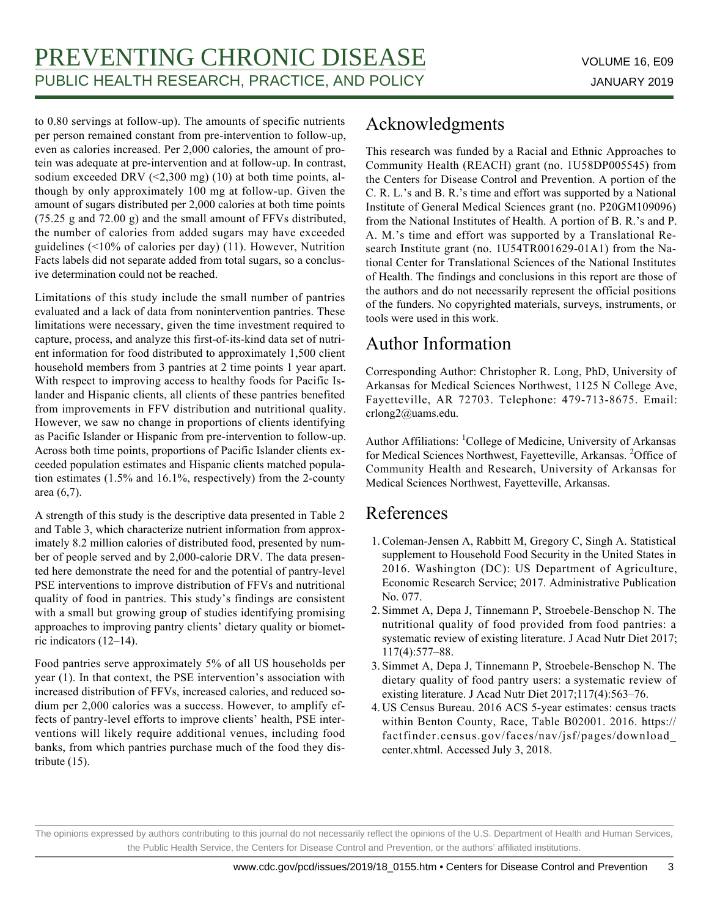to 0.80 servings at follow-up). The amounts of specific nutrients per person remained constant from pre-intervention to follow-up, even as calories increased. Per 2,000 calories, the amount of protein was adequate at pre-intervention and at follow-up. In contrast, sodium exceeded DRV (<2,300 mg) (10) at both time points, although by only approximately 100 mg at follow-up. Given the amount of sugars distributed per 2,000 calories at both time points (75.25 g and 72.00 g) and the small amount of FFVs distributed, the number of calories from added sugars may have exceeded guidelines (<10% of calories per day) (11). However, Nutrition Facts labels did not separate added from total sugars, so a conclusive determination could not be reached.

Limitations of this study include the small number of pantries evaluated and a lack of data from nonintervention pantries. These limitations were necessary, given the time investment required to capture, process, and analyze this first-of-its-kind data set of nutrient information for food distributed to approximately 1,500 client household members from 3 pantries at 2 time points 1 year apart. With respect to improving access to healthy foods for Pacific Islander and Hispanic clients, all clients of these pantries benefited from improvements in FFV distribution and nutritional quality. However, we saw no change in proportions of clients identifying as Pacific Islander or Hispanic from pre-intervention to follow-up. Across both time points, proportions of Pacific Islander clients exceeded population estimates and Hispanic clients matched population estimates (1.5% and 16.1%, respectively) from the 2-county area (6,7).

A strength of this study is the descriptive data presented in Table 2 and Table 3, which characterize nutrient information from approximately 8.2 million calories of distributed food, presented by number of people served and by 2,000-calorie DRV. The data presented here demonstrate the need for and the potential of pantry-level PSE interventions to improve distribution of FFVs and nutritional quality of food in pantries. This study's findings are consistent with a small but growing group of studies identifying promising approaches to improving pantry clients' dietary quality or biometric indicators (12–14).

Food pantries serve approximately 5% of all US households per year (1). In that context, the PSE intervention's association with increased distribution of FFVs, increased calories, and reduced sodium per 2,000 calories was a success. However, to amplify effects of pantry-level efforts to improve clients' health, PSE interventions will likely require additional venues, including food banks, from which pantries purchase much of the food they distribute (15).

## Acknowledgments

This research was funded by a Racial and Ethnic Approaches to Community Health (REACH) grant (no. 1U58DP005545) from the Centers for Disease Control and Prevention. A portion of the C. R. L.'s and B. R.'s time and effort was supported by a National Institute of General Medical Sciences grant (no. P20GM109096) from the National Institutes of Health. A portion of B. R.'s and P. A. M.'s time and effort was supported by a Translational Research Institute grant (no. 1U54TR001629-01A1) from the National Center for Translational Sciences of the National Institutes of Health. The findings and conclusions in this report are those of the authors and do not necessarily represent the official positions of the funders. No copyrighted materials, surveys, instruments, or tools were used in this work.

## Author Information

Corresponding Author: Christopher R. Long, PhD, University of Arkansas for Medical Sciences Northwest, 1125 N College Ave, Fayetteville, AR 72703. Telephone: 479-713-8675. Email: crlong2@uams.edu.

Author Affiliations: [1]College of Medicine, University of Arkansas for Medical Sciences Northwest, Fayetteville, Arkansas. [2]Office of Community Health and Research, University of Arkansas for Medical Sciences Northwest, Fayetteville, Arkansas.

## References

1. Coleman-Jensen A, Rabbitt M, Gregory C, Singh A. Statistical supplement to Household Food Security in the United States in 2016. Washington (DC): US Department of Agriculture, Economic Research Service; 2017. Administrative Publication No. 077.
2. Simmet A, Depa J, Tinnemann P, Stroebele-Benschop N. The nutritional quality of food provided from food pantries: a systematic review of existing literature. J Acad Nutr Diet 2017; 117(4):577–88.
3. Simmet A, Depa J, Tinnemann P, Stroebele-Benschop N. The dietary quality of food pantry users: a systematic review of existing literature. J Acad Nutr Diet 2017;117(4):563–76.
4. US Census Bureau. 2016 ACS 5-year estimates: census tracts within Benton County, Race, Table B02001. 2016. https://factfinder.census.gov/faces/nav/jsf/pages/download_center.xhtml. Accessed July 3, 2018.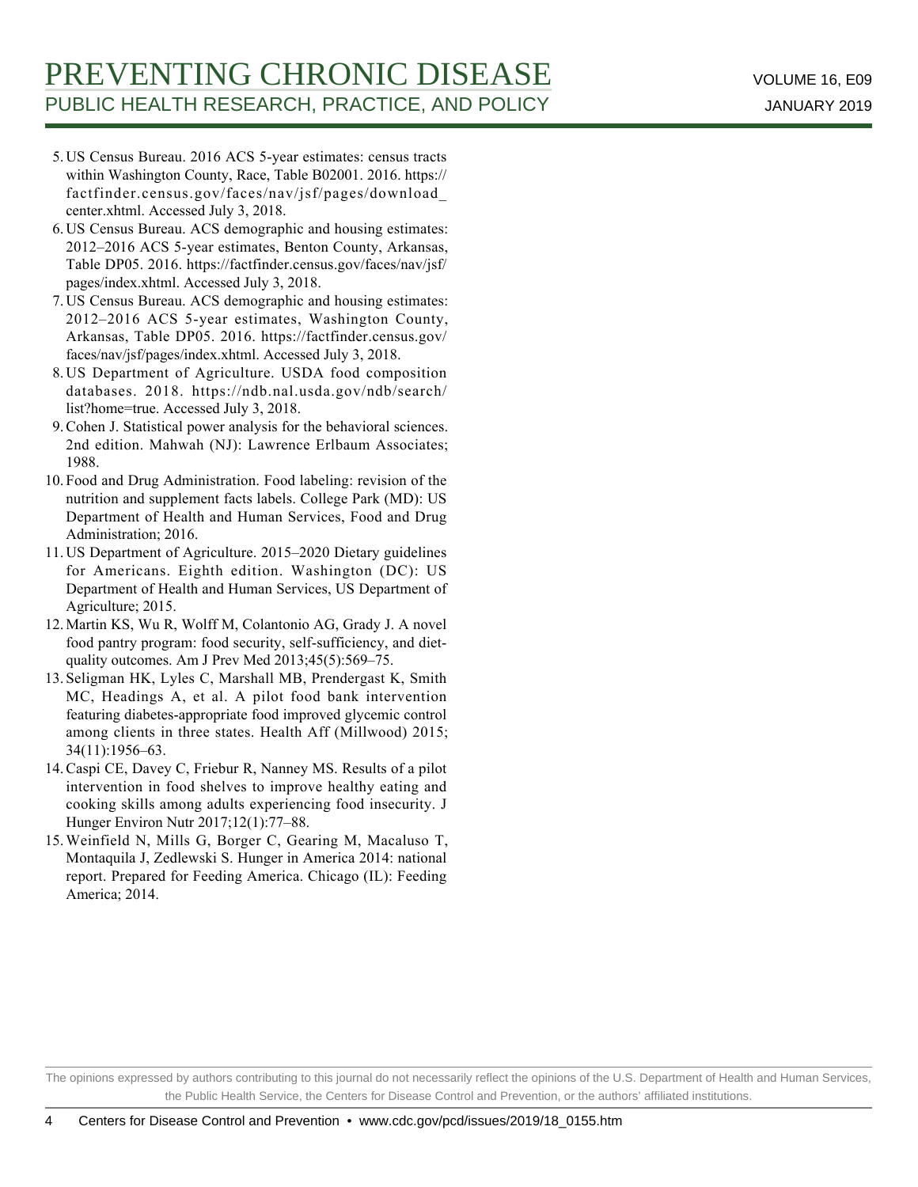5. US Census Bureau. 2016 ACS 5-year estimates: census tracts within Washington County, Race, Table B02001. 2016. https://factfinder.census.gov/faces/nav/jsf/pages/download_center.xhtml. Accessed July 3, 2018.
6. US Census Bureau. ACS demographic and housing estimates: 2012–2016 ACS 5-year estimates, Benton County, Arkansas, Table DP05. 2016. https://factfinder.census.gov/faces/nav/jsf/pages/index.xhtml. Accessed July 3, 2018.
7. US Census Bureau. ACS demographic and housing estimates: 2012–2016 ACS 5-year estimates, Washington County, Arkansas, Table DP05. 2016. https://factfinder.census.gov/faces/nav/jsf/pages/index.xhtml. Accessed July 3, 2018.
8. US Department of Agriculture. USDA food composition databases. 2018. https://ndb.nal.usda.gov/ndb/search/list?home=true. Accessed July 3, 2018.
9. Cohen J. Statistical power analysis for the behavioral sciences. 2nd edition. Mahwah (NJ): Lawrence Erlbaum Associates; 1988.
10. Food and Drug Administration. Food labeling: revision of the nutrition and supplement facts labels. College Park (MD): US Department of Health and Human Services, Food and Drug Administration; 2016.
11. US Department of Agriculture. 2015–2020 Dietary guidelines for Americans. Eighth edition. Washington (DC): US Department of Health and Human Services, US Department of Agriculture; 2015.
12. Martin KS, Wu R, Wolff M, Colantonio AG, Grady J. A novel food pantry program: food security, self-sufficiency, and diet-quality outcomes. Am J Prev Med 2013;45(5):569–75.
13. Seligman HK, Lyles C, Marshall MB, Prendergast K, Smith MC, Headings A, et al. A pilot food bank intervention featuring diabetes-appropriate food improved glycemic control among clients in three states. Health Aff (Millwood) 2015; 34(11):1956–63.
14. Caspi CE, Davey C, Friebur R, Nanney MS. Results of a pilot intervention in food shelves to improve healthy eating and cooking skills among adults experiencing food insecurity. J Hunger Environ Nutr 2017;12(1):77–88.
15. Weinfield N, Mills G, Borger C, Gearing M, Macaluso T, Montaquila J, Zedlewski S. Hunger in America 2014: national report. Prepared for Feeding America. Chicago (IL): Feeding America; 2014.

The opinions expressed by authors contributing to this journal do not necessarily reflect the opinions of the U.S. Department of Health and Human Services, the Public Health Service, the Centers for Disease Control and Prevention, or the authors' affiliated institutions.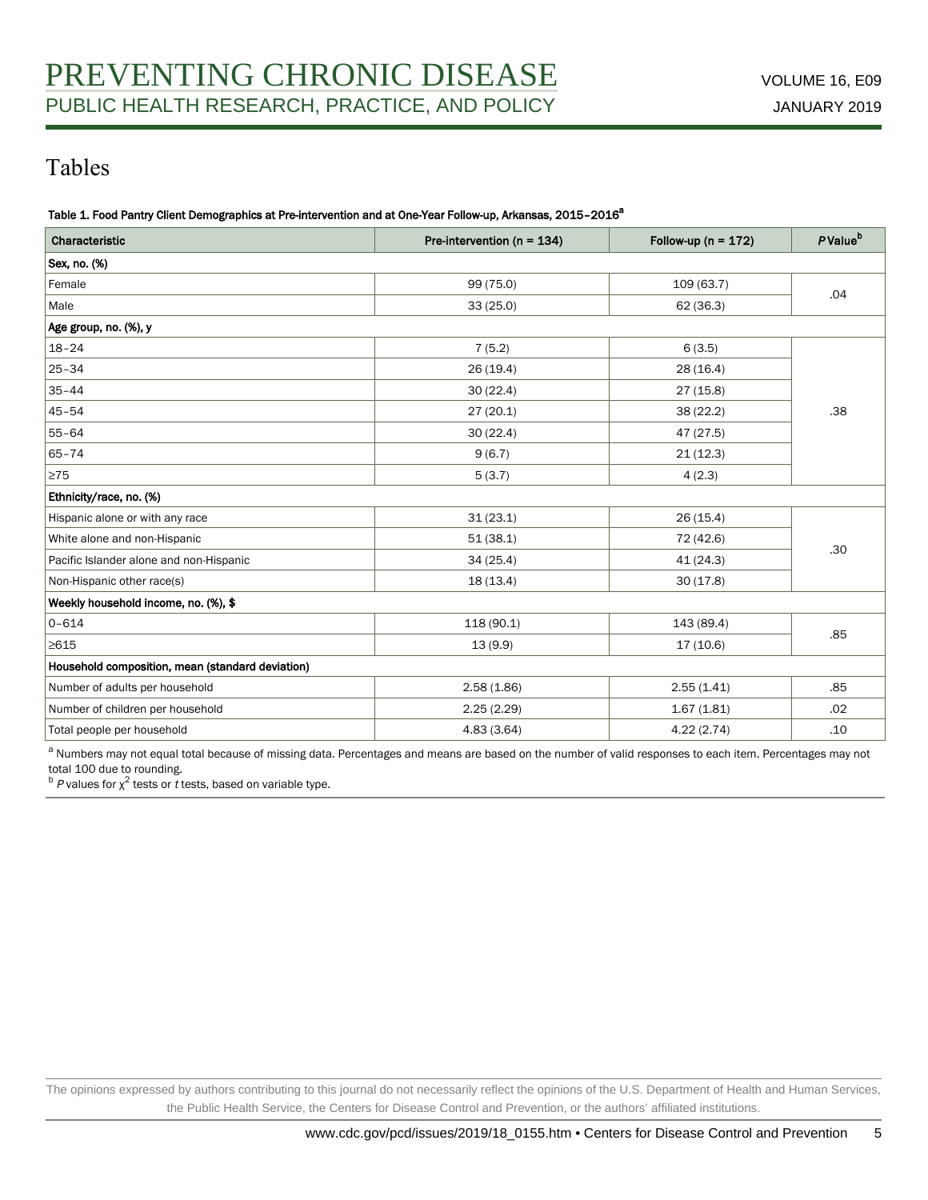# Tables

Table 1. Food Pantry Client Demographics at Pre-intervention and at One-Year Follow-up, Arkansas, 2015–2016[a]

| Characteristic | Pre-intervention (n = 134) | Follow-up (n = 172) | *P* Value[b] |
|---|---|---|---|
| **Sex, no. (%)** | | | |
| Female | 99 (75.0) | 109 (63.7) | .04 |
| Male | 33 (25.0) | 62 (36.3) | |
| **Age group, no. (%), y** | | | |
| 18–24 | 7 (5.2) | 6 (3.5) | .38 |
| 25–34 | 26 (19.4) | 28 (16.4) | |
| 35–44 | 30 (22.4) | 27 (15.8) | |
| 45–54 | 27 (20.1) | 38 (22.2) | |
| 55–64 | 30 (22.4) | 47 (27.5) | |
| 65–74 | 9 (6.7) | 21 (12.3) | |
| ≥75 | 5 (3.7) | 4 (2.3) | |
| **Ethnicity/race, no. (%)** | | | |
| Hispanic alone or with any race | 31 (23.1) | 26 (15.4) | .30 |
| White alone and non-Hispanic | 51 (38.1) | 72 (42.6) | |
| Pacific Islander alone and non-Hispanic | 34 (25.4) | 41 (24.3) | |
| Non-Hispanic other race(s) | 18 (13.4) | 30 (17.8) | |
| **Weekly household income, no. (%), $** | | | |
| 0–614 | 118 (90.1) | 143 (89.4) | .85 |
| ≥615 | 13 (9.9) | 17 (10.6) | |
| **Household composition, mean (standard deviation)** | | | |
| Number of adults per household | 2.58 (1.86) | 2.55 (1.41) | .85 |
| Number of children per household | 2.25 (2.29) | 1.67 (1.81) | .02 |
| Total people per household | 4.83 (3.64) | 4.22 (2.74) | .10 |

[a] Numbers may not equal total because of missing data. Percentages and means are based on the number of valid responses to each item. Percentages may not total 100 due to rounding.
[b] *P* values for $\chi^2$ tests or *t* tests, based on variable type.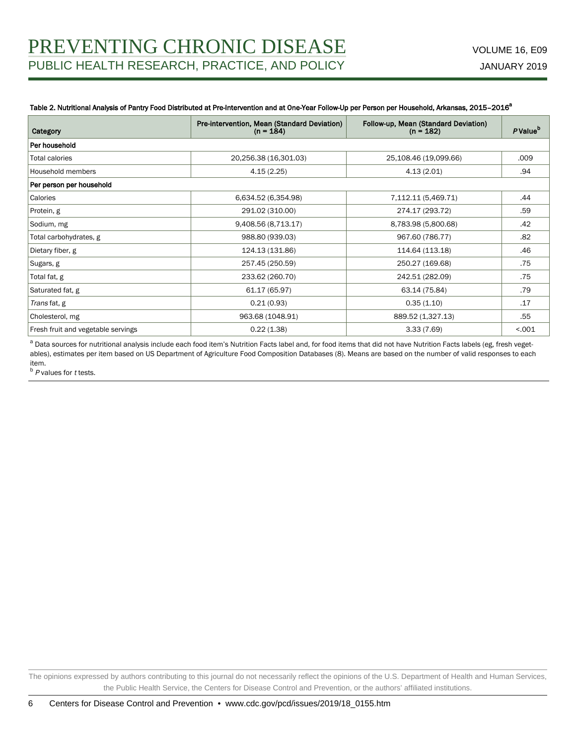Table 2. Nutritional Analysis of Pantry Food Distributed at Pre-Intervention and at One-Year Follow-Up per Person per Household, Arkansas, 2015–2016[a]

| Category | Pre-intervention, Mean (Standard Deviation) (n = 184) | Follow-up, Mean (Standard Deviation) (n = 182) | *P* Value[b] |
| --- | --- | --- | --- |
| **Per household** | | | |
| Total calories | 20,256.38 (16,301.03) | 25,108.46 (19,099.66) | .009 |
| Household members | 4.15 (2.25) | 4.13 (2.01) | .94 |
| **Per person per household** | | | |
| Calories | 6,634.52 (6,354.98) | 7,112.11 (5,469.71) | .44 |
| Protein, g | 291.02 (310.00) | 274.17 (293.72) | .59 |
| Sodium, mg | 9,408.56 (8,713.17) | 8,783.98 (5,800.68) | .42 |
| Total carbohydrates, g | 988.80 (939.03) | 967.60 (786.77) | .82 |
| Dietary fiber, g | 124.13 (131.86) | 114.64 (113.18) | .46 |
| Sugars, g | 257.45 (250.59) | 250.27 (169.68) | .75 |
| Total fat, g | 233.62 (260.70) | 242.51 (282.09) | .75 |
| Saturated fat, g | 61.17 (65.97) | 63.14 (75.84) | .79 |
| *Trans* fat, g | 0.21 (0.93) | 0.35 (1.10) | .17 |
| Cholesterol, mg | 963.68 (1048.91) | 889.52 (1,327.13) | .55 |
| Fresh fruit and vegetable servings | 0.22 (1.38) | 3.33 (7.69) | <.001 |

[a] Data sources for nutritional analysis include each food item's Nutrition Facts label and, for food items that did not have Nutrition Facts labels (eg, fresh vegetables), estimates per item based on US Department of Agriculture Food Composition Databases (8). Means are based on the number of valid responses to each item.

[b] *P* values for *t* tests.

The opinions expressed by authors contributing to this journal do not necessarily reflect the opinions of the U.S. Department of Health and Human Services, the Public Health Service, the Centers for Disease Control and Prevention, or the authors' affiliated institutions.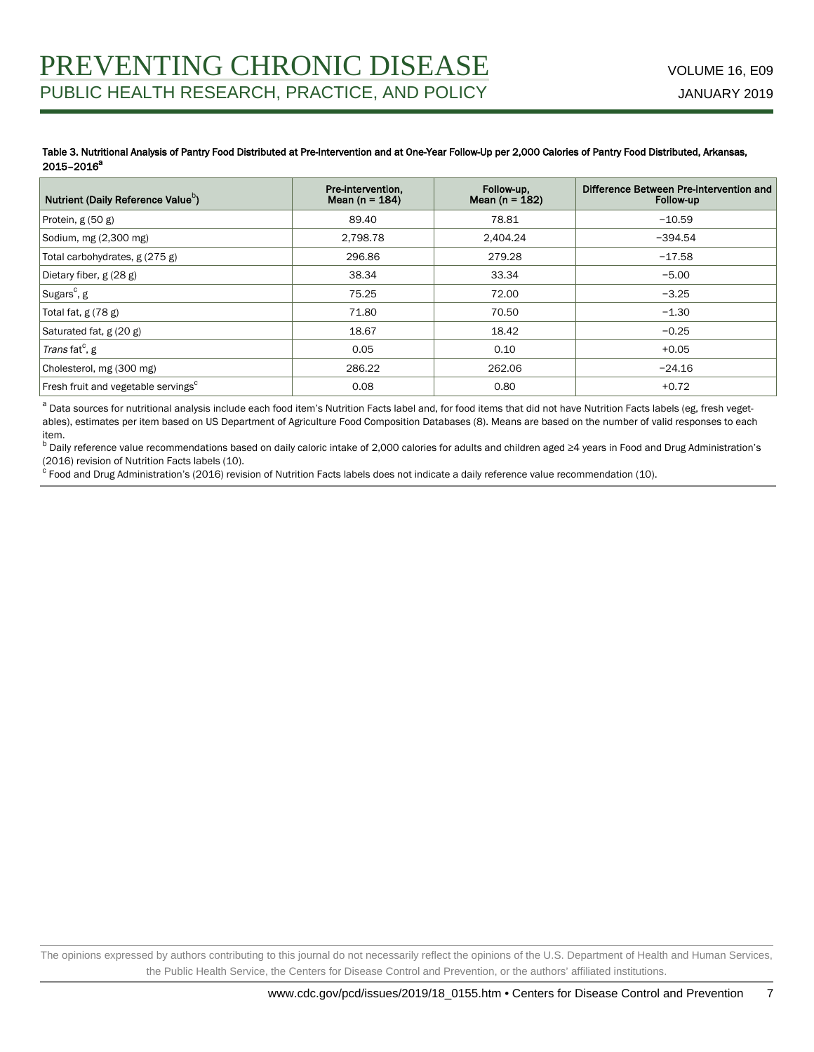Table 3. Nutritional Analysis of Pantry Food Distributed at Pre-Intervention and at One-Year Follow-Up per 2,000 Calories of Pantry Food Distributed, Arkansas, 2015–2016[a]

| Nutrient (Daily Reference Value[b]) | Pre-intervention, Mean (n = 184) | Follow-up, Mean (n = 182) | Difference Between Pre-intervention and Follow-up |
| --- | --- | --- | --- |
| Protein, g (50 g) | 89.40 | 78.81 | −10.59 |
| Sodium, mg (2,300 mg) | 2,798.78 | 2,404.24 | −394.54 |
| Total carbohydrates, g (275 g) | 296.86 | 279.28 | −17.58 |
| Dietary fiber, g (28 g) | 38.34 | 33.34 | −5.00 |
| Sugars[c], g | 75.25 | 72.00 | −3.25 |
| Total fat, g (78 g) | 71.80 | 70.50 | −1.30 |
| Saturated fat, g (20 g) | 18.67 | 18.42 | −0.25 |
| *Trans* fat[c], g | 0.05 | 0.10 | +0.05 |
| Cholesterol, mg (300 mg) | 286.22 | 262.06 | −24.16 |
| Fresh fruit and vegetable servings[c] | 0.08 | 0.80 | +0.72 |

[a] Data sources for nutritional analysis include each food item's Nutrition Facts label and, for food items that did not have Nutrition Facts labels (eg, fresh vegetables), estimates per item based on US Department of Agriculture Food Composition Databases (8). Means are based on the number of valid responses to each item.

[b] Daily reference value recommendations based on daily caloric intake of 2,000 calories for adults and children aged ≥4 years in Food and Drug Administration's (2016) revision of Nutrition Facts labels (10).

[c] Food and Drug Administration's (2016) revision of Nutrition Facts labels does not indicate a daily reference value recommendation (10).